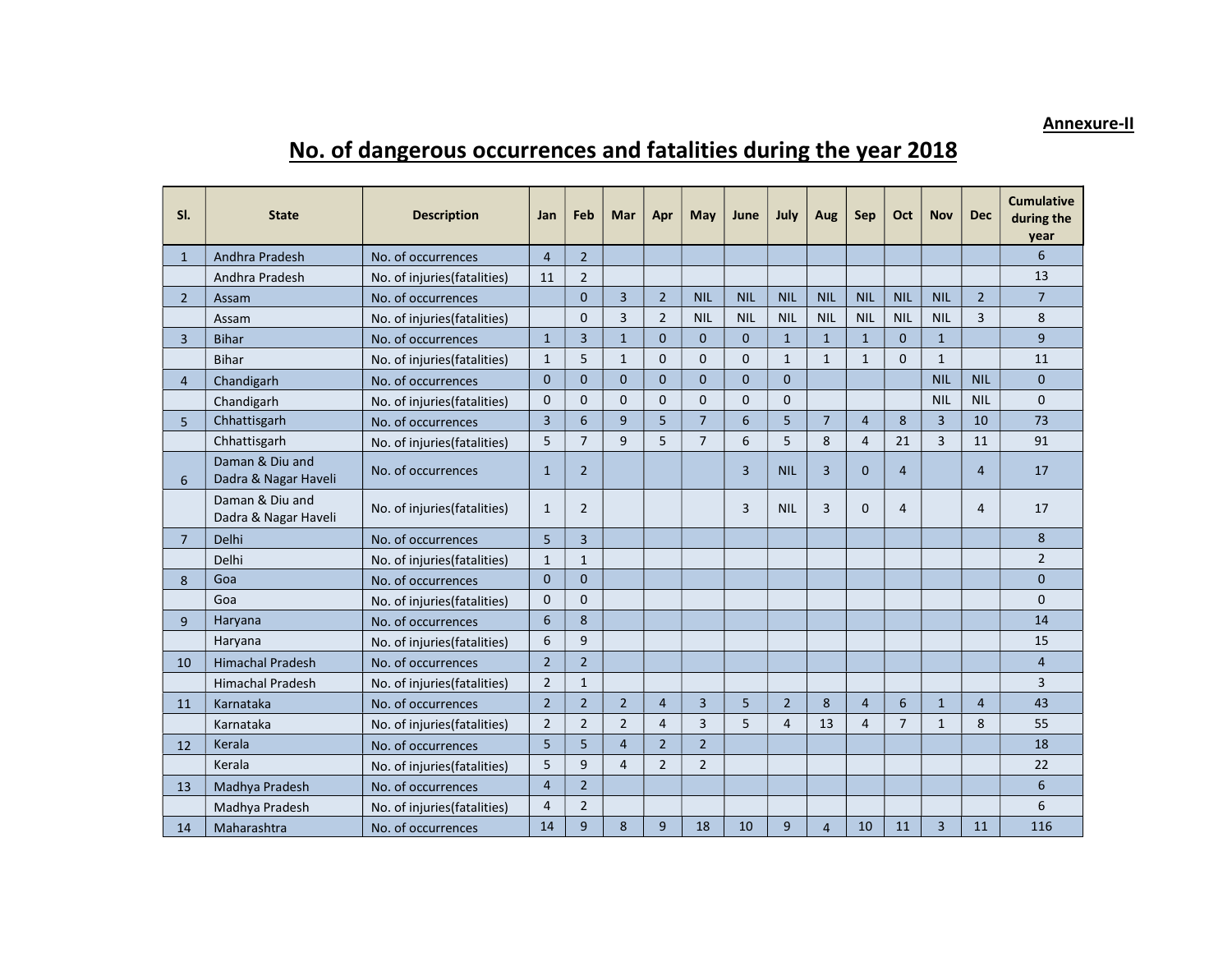**Annexure-II**

# No. of dangerous occurrences and fatalities during the year 2018

| Sl. | State | Description | Jan | Feb | Mar | Apr | May | June | July | Aug | Sep | Oct | Nov | Dec | Cumulative during the year |
|---|---|---|---|---|---|---|---|---|---|---|---|---|---|---|---|
| 1 | Andhra Pradesh | No. of occurrences | 4 | 2 | | | | | | | | | | | 6 |
| | Andhra Pradesh | No. of injuries(fatalities) | 11 | 2 | | | | | | | | | | | 13 |
| 2 | Assam | No. of occurrences | | 0 | 3 | 2 | NIL | NIL | NIL | NIL | NIL | NIL | NIL | 2 | 7 |
| | Assam | No. of injuries(fatalities) | | 0 | 3 | 2 | NIL | NIL | NIL | NIL | NIL | NIL | NIL | 3 | 8 |
| 3 | Bihar | No. of occurrences | 1 | 3 | 1 | 0 | 0 | 0 | 1 | 1 | 1 | 0 | 1 | | 9 |
| | Bihar | No. of injuries(fatalities) | 1 | 5 | 1 | 0 | 0 | 0 | 1 | 1 | 1 | 0 | 1 | | 11 |
| 4 | Chandigarh | No. of occurrences | 0 | 0 | 0 | 0 | 0 | 0 | 0 | | | | NIL | NIL | 0 |
| | Chandigarh | No. of injuries(fatalities) | 0 | 0 | 0 | 0 | 0 | 0 | 0 | | | | NIL | NIL | 0 |
| 5 | Chhattisgarh | No. of occurrences | 3 | 6 | 9 | 5 | 7 | 6 | 5 | 7 | 4 | 8 | 3 | 10 | 73 |
| | Chhattisgarh | No. of injuries(fatalities) | 5 | 7 | 9 | 5 | 7 | 6 | 5 | 8 | 4 | 21 | 3 | 11 | 91 |
| 6 | Daman & Diu and Dadra & Nagar Haveli | No. of occurrences | 1 | 2 | | | | 3 | NIL | 3 | 0 | 4 | | 4 | 17 |
| | Daman & Diu and Dadra & Nagar Haveli | No. of injuries(fatalities) | 1 | 2 | | | | 3 | NIL | 3 | 0 | 4 | | 4 | 17 |
| 7 | Delhi | No. of occurrences | 5 | 3 | | | | | | | | | | | 8 |
| | Delhi | No. of injuries(fatalities) | 1 | 1 | | | | | | | | | | | 2 |
| 8 | Goa | No. of occurrences | 0 | 0 | | | | | | | | | | | 0 |
| | Goa | No. of injuries(fatalities) | 0 | 0 | | | | | | | | | | | 0 |
| 9 | Haryana | No. of occurrences | 6 | 8 | | | | | | | | | | | 14 |
| | Haryana | No. of injuries(fatalities) | 6 | 9 | | | | | | | | | | | 15 |
| 10 | Himachal Pradesh | No. of occurrences | 2 | 2 | | | | | | | | | | | 4 |
| | Himachal Pradesh | No. of injuries(fatalities) | 2 | 1 | | | | | | | | | | | 3 |
| 11 | Karnataka | No. of occurrences | 2 | 2 | 2 | 4 | 3 | 5 | 2 | 8 | 4 | 6 | 1 | 4 | 43 |
| | Karnataka | No. of injuries(fatalities) | 2 | 2 | 2 | 4 | 3 | 5 | 4 | 13 | 4 | 7 | 1 | 8 | 55 |
| 12 | Kerala | No. of occurrences | 5 | 5 | 4 | 2 | 2 | | | | | | | | 18 |
| | Kerala | No. of injuries(fatalities) | 5 | 9 | 4 | 2 | 2 | | | | | | | | 22 |
| 13 | Madhya Pradesh | No. of occurrences | 4 | 2 | | | | | | | | | | | 6 |
| | Madhya Pradesh | No. of injuries(fatalities) | 4 | 2 | | | | | | | | | | | 6 |
| 14 | Maharashtra | No. of occurrences | 14 | 9 | 8 | 9 | 18 | 10 | 9 | 4 | 10 | 11 | 3 | 11 | 116 |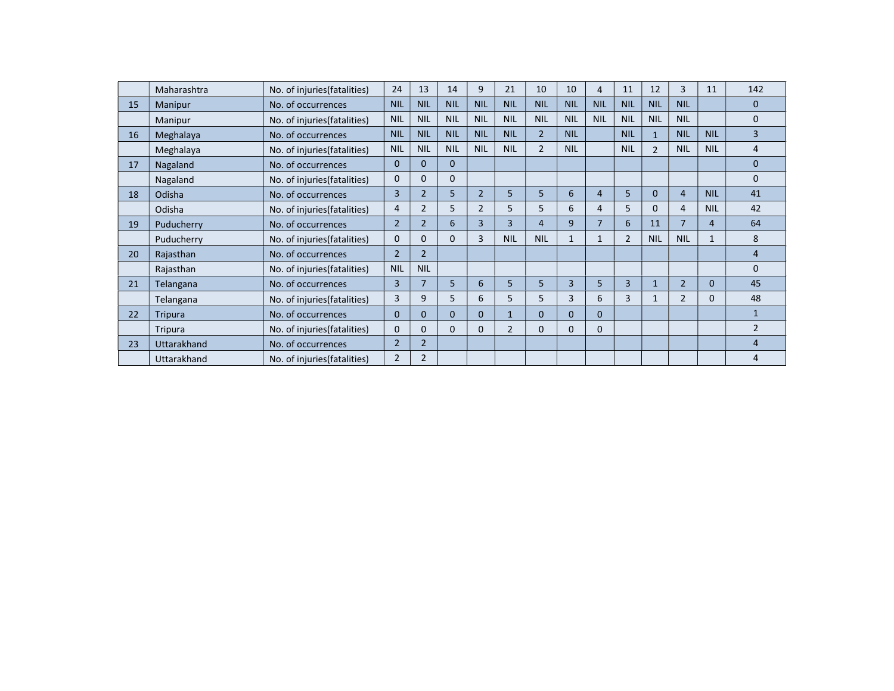| | | | | | | | | | | | | | | | |
|---|---|---|---|---|---|---|---|---|---|---|---|---|---|---|---|
| | Maharashtra | No. of injuries(fatalities) | 24 | 13 | 14 | 9 | 21 | 10 | 10 | 4 | 11 | 12 | 3 | 11 | 142 |
| 15 | Manipur | No. of occurrences | NIL | NIL | NIL | NIL | NIL | NIL | NIL | NIL | NIL | NIL | NIL | | 0 |
| | Manipur | No. of injuries(fatalities) | NIL | NIL | NIL | NIL | NIL | NIL | NIL | NIL | NIL | NIL | NIL | | 0 |
| 16 | Meghalaya | No. of occurrences | NIL | NIL | NIL | NIL | NIL | 2 | NIL | | NIL | 1 | NIL | NIL | 3 |
| | Meghalaya | No. of injuries(fatalities) | NIL | NIL | NIL | NIL | NIL | 2 | NIL | | NIL | 2 | NIL | NIL | 4 |
| 17 | Nagaland | No. of occurrences | 0 | 0 | 0 | | | | | | | | | | 0 |
| | Nagaland | No. of injuries(fatalities) | 0 | 0 | 0 | | | | | | | | | | 0 |
| 18 | Odisha | No. of occurrences | 3 | 2 | 5 | 2 | 5 | 5 | 6 | 4 | 5 | 0 | 4 | NIL | 41 |
| | Odisha | No. of injuries(fatalities) | 4 | 2 | 5 | 2 | 5 | 5 | 6 | 4 | 5 | 0 | 4 | NIL | 42 |
| 19 | Puducherry | No. of occurrences | 2 | 2 | 6 | 3 | 3 | 4 | 9 | 7 | 6 | 11 | 7 | 4 | 64 |
| | Puducherry | No. of injuries(fatalities) | 0 | 0 | 0 | 3 | NIL | NIL | 1 | 1 | 2 | NIL | NIL | 1 | 8 |
| 20 | Rajasthan | No. of occurrences | 2 | 2 | | | | | | | | | | | 4 |
| | Rajasthan | No. of injuries(fatalities) | NIL | NIL | | | | | | | | | | | 0 |
| 21 | Telangana | No. of occurrences | 3 | 7 | 5 | 6 | 5 | 5 | 3 | 5 | 3 | 1 | 2 | 0 | 45 |
| | Telangana | No. of injuries(fatalities) | 3 | 9 | 5 | 6 | 5 | 5 | 3 | 6 | 3 | 1 | 2 | 0 | 48 |
| 22 | Tripura | No. of occurrences | 0 | 0 | 0 | 0 | 1 | 0 | 0 | 0 | | | | | 1 |
| | Tripura | No. of injuries(fatalities) | 0 | 0 | 0 | 0 | 2 | 0 | 0 | 0 | | | | | 2 |
| 23 | Uttarakhand | No. of occurrences | 2 | 2 | | | | | | | | | | | 4 |
| | Uttarakhand | No. of injuries(fatalities) | 2 | 2 | | | | | | | | | | | 4 |